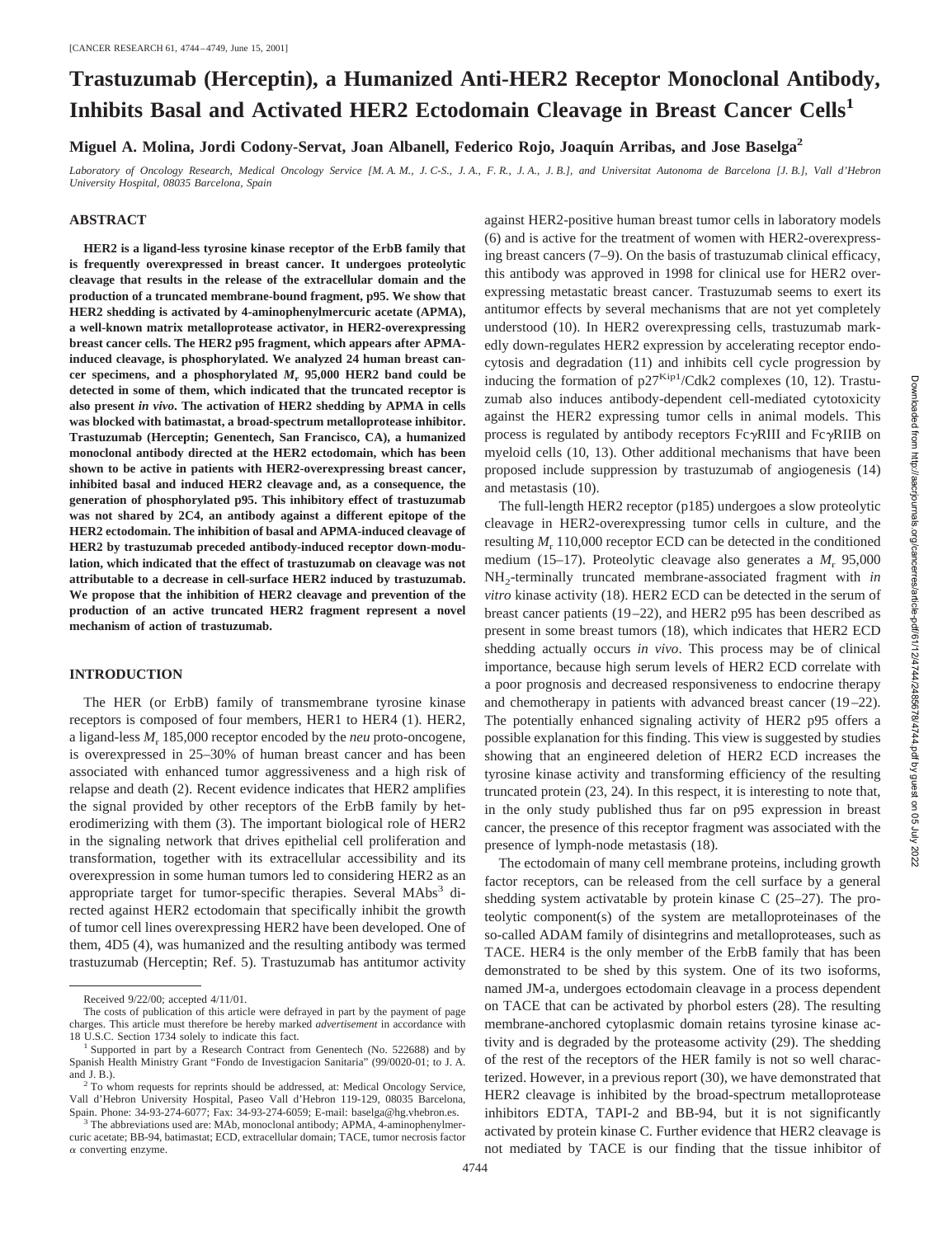# Trastuzumab (Herceptin), a Humanized Anti-HER2 Receptor Monoclonal Antibody, Inhibits Basal and Activated HER2 Ectodomain Cleavage in Breast Cancer Cells[1]

**Miguel A. Molina, Jordi Codony-Servat, Joan Albanell, Federico Rojo, Joaquín Arribas, and Jose Baselga[2]**

*Laboratory of Oncology Research, Medical Oncology Service [M. A. M., J. C-S., J. A., F. R., J. A., J. B.], and Universitat Autonoma de Barcelona [J. B.], Vall d'Hebron University Hospital, 08035 Barcelona, Spain*

## ABSTRACT

**HER2 is a ligand-less tyrosine kinase receptor of the ErbB family that is frequently overexpressed in breast cancer. It undergoes proteolytic cleavage that results in the release of the extracellular domain and the production of a truncated membrane-bound fragment, p95. We show that HER2 shedding is activated by 4-aminophenylmercuric acetate (APMA), a well-known matrix metalloprotease activator, in HER2-overexpressing breast cancer cells. The HER2 p95 fragment, which appears after APMA-induced cleavage, is phosphorylated. We analyzed 24 human breast cancer specimens, and a phosphorylated $M_r$ 95,000 HER2 band could be detected in some of them, which indicated that the truncated receptor is also present *in vivo*. The activation of HER2 shedding by APMA in cells was blocked with batimastat, a broad-spectrum metalloprotease inhibitor. Trastuzumab (Herceptin; Genentech, San Francisco, CA), a humanized monoclonal antibody directed at the HER2 ectodomain, which has been shown to be active in patients with HER2-overexpressing breast cancer, inhibited basal and induced HER2 cleavage and, as a consequence, the generation of phosphorylated p95. This inhibitory effect of trastuzumab was not shared by 2C4, an antibody against a different epitope of the HER2 ectodomain. The inhibition of basal and APMA-induced cleavage of HER2 by trastuzumab preceded antibody-induced receptor down-modulation, which indicated that the effect of trastuzumab on cleavage was not attributable to a decrease in cell-surface HER2 induced by trastuzumab. We propose that the inhibition of HER2 cleavage and prevention of the production of an active truncated HER2 fragment represent a novel mechanism of action of trastuzumab.**

## INTRODUCTION

The HER (or ErbB) family of transmembrane tyrosine kinase receptors is composed of four members, HER1 to HER4 (1). HER2, a ligand-less $M_r$ 185,000 receptor encoded by the *neu* proto-oncogene, is overexpressed in 25–30% of human breast cancer and has been associated with enhanced tumor aggressiveness and a high risk of relapse and death (2). Recent evidence indicates that HER2 amplifies the signal provided by other receptors of the ErbB family by heterodimerizing with them (3). The important biological role of HER2 in the signaling network that drives epithelial cell proliferation and transformation, together with its extracellular accessibility and its overexpression in some human tumors led to considering HER2 as an appropriate target for tumor-specific therapies. Several MAbs[3] directed against HER2 ectodomain that specifically inhibit the growth of tumor cell lines overexpressing HER2 have been developed. One of them, 4D5 (4), was humanized and the resulting antibody was termed trastuzumab (Herceptin; Ref. 5). Trastuzumab has antitumor activity against HER2-positive human breast tumor cells in laboratory models (6) and is active for the treatment of women with HER2-overexpressing breast cancers (7–9). On the basis of trastuzumab clinical efficacy, this antibody was approved in 1998 for clinical use for HER2 overexpressing metastatic breast cancer. Trastuzumab seems to exert its antitumor effects by several mechanisms that are not yet completely understood (10). In HER2 overexpressing cells, trastuzumab markedly down-regulates HER2 expression by accelerating receptor endocytosis and degradation (11) and inhibits cell cycle progression by inducing the formation of $p27^{Kip1}$/Cdk2 complexes (10, 12). Trastuzumab also induces antibody-dependent cell-mediated cytotoxicity against the HER2 expressing tumor cells in animal models. This process is regulated by antibody receptors FcγRIII and FcγRIIB on myeloid cells (10, 13). Other additional mechanisms that have been proposed include suppression by trastuzumab of angiogenesis (14) and metastasis (10).

The full-length HER2 receptor (p185) undergoes a slow proteolytic cleavage in HER2-overexpressing tumor cells in culture, and the resulting $M_r$ 110,000 receptor ECD can be detected in the conditioned medium (15–17). Proteolytic cleavage also generates a $M_r$ 95,000 $NH_2$-terminally truncated membrane-associated fragment with *in vitro* kinase activity (18). HER2 ECD can be detected in the serum of breast cancer patients (19–22), and HER2 p95 has been described as present in some breast tumors (18), which indicates that HER2 ECD shedding actually occurs *in vivo*. This process may be of clinical importance, because high serum levels of HER2 ECD correlate with a poor prognosis and decreased responsiveness to endocrine therapy and chemotherapy in patients with advanced breast cancer (19–22). The potentially enhanced signaling activity of HER2 p95 offers a possible explanation for this finding. This view is suggested by studies showing that an engineered deletion of HER2 ECD increases the tyrosine kinase activity and transforming efficiency of the resulting truncated protein (23, 24). In this respect, it is interesting to note that, in the only study published thus far on p95 expression in breast cancer, the presence of this receptor fragment was associated with the presence of lymph-node metastasis (18).

The ectodomain of many cell membrane proteins, including growth factor receptors, can be released from the cell surface by a general shedding system activatable by protein kinase C (25–27). The proteolytic component(s) of the system are metalloproteinases of the so-called ADAM family of disintegrins and metalloproteases, such as TACE. HER4 is the only member of the ErbB family that has been demonstrated to be shed by this system. One of its two isoforms, named JM-a, undergoes ectodomain cleavage in a process dependent on TACE that can be activated by phorbol esters (28). The resulting membrane-anchored cytoplasmic domain retains tyrosine kinase activity and is degraded by the proteasome activity (29). The shedding of the rest of the receptors of the HER family is not so well characterized. However, in a previous report (30), we have demonstrated that HER2 cleavage is inhibited by the broad-spectrum metalloprotease inhibitors EDTA, TAPI-2 and BB-94, but it is not significantly activated by protein kinase C. Further evidence that HER2 cleavage is not mediated by TACE is our finding that the tissue inhibitor of

Received 9/22/00; accepted 4/11/01.

The costs of publication of this article were defrayed in part by the payment of page charges. This article must therefore be hereby marked *advertisement* in accordance with 18 U.S.C. Section 1734 solely to indicate this fact.

[1] Supported in part by a Research Contract from Genentech (No. 522688) and by Spanish Health Ministry Grant "Fondo de Investigacion Sanitaria" (99/0020-01; to J. A. and J. B.).

[2] To whom requests for reprints should be addressed, at: Medical Oncology Service, Vall d'Hebron University Hospital, Paseo Vall d'Hebron 119-129, 08035 Barcelona, Spain. Phone: 34-93-274-6077; Fax: 34-93-274-6059; E-mail: baselga@hg.vhebron.es.

[3] The abbreviations used are: MAb, monoclonal antibody; APMA, 4-aminophenylmercuric acetate; BB-94, batimastat; ECD, extracellular domain; TACE, tumor necrosis factor α converting enzyme.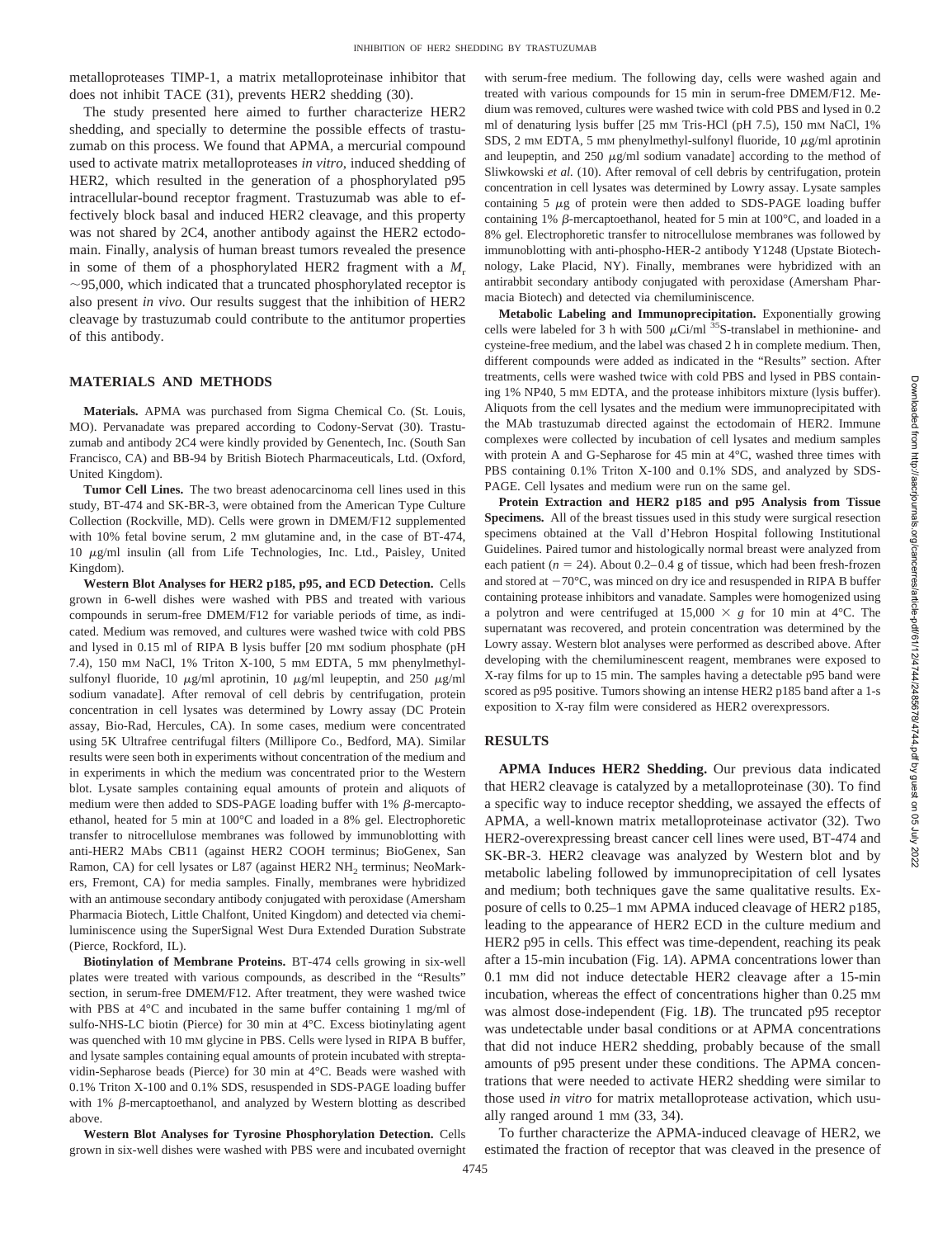metalloproteases TIMP-1, a matrix metalloproteinase inhibitor that does not inhibit TACE (31), prevents HER2 shedding (30).

The study presented here aimed to further characterize HER2 shedding, and specially to determine the possible effects of trastuzumab on this process. We found that APMA, a mercurial compound used to activate matrix metalloproteases *in vitro*, induced shedding of HER2, which resulted in the generation of a phosphorylated p95 intracellular-bound receptor fragment. Trastuzumab was able to effectively block basal and induced HER2 cleavage, and this property was not shared by 2C4, another antibody against the HER2 ectodomain. Finally, analysis of human breast tumors revealed the presence in some of them of a phosphorylated HER2 fragment with a $M_r$ ~95,000, which indicated that a truncated phosphorylated receptor is also present *in vivo*. Our results suggest that the inhibition of HER2 cleavage by trastuzumab could contribute to the antitumor properties of this antibody.

## MATERIALS AND METHODS

**Materials.** APMA was purchased from Sigma Chemical Co. (St. Louis, MO). Pervanadate was prepared according to Codony-Servat (30). Trastuzumab and antibody 2C4 were kindly provided by Genentech, Inc. (South San Francisco, CA) and BB-94 by British Biotech Pharmaceuticals, Ltd. (Oxford, United Kingdom).

**Tumor Cell Lines.** The two breast adenocarcinoma cell lines used in this study, BT-474 and SK-BR-3, were obtained from the American Type Culture Collection (Rockville, MD). Cells were grown in DMEM/F12 supplemented with 10% fetal bovine serum, 2 mM glutamine and, in the case of BT-474, 10 μg/ml insulin (all from Life Technologies, Inc. Ltd., Paisley, United Kingdom).

**Western Blot Analyses for HER2 p185, p95, and ECD Detection.** Cells grown in 6-well dishes were washed with PBS and treated with various compounds in serum-free DMEM/F12 for variable periods of time, as indicated. Medium was removed, and cultures were washed twice with cold PBS and lysed in 0.15 ml of RIPA B lysis buffer [20 mM sodium phosphate (pH 7.4), 150 mM NaCl, 1% Triton X-100, 5 mM EDTA, 5 mM phenylmethylsulfonyl fluoride, 10 μg/ml aprotinin, 10 μg/ml leupeptin, and 250 μg/ml sodium vanadate]. After removal of cell debris by centrifugation, protein concentration in cell lysates was determined by Lowry assay (DC Protein assay, Bio-Rad, Hercules, CA). In some cases, medium were concentrated using 5K Ultrafree centrifugal filters (Millipore Co., Bedford, MA). Similar results were seen both in experiments without concentration of the medium and in experiments in which the medium was concentrated prior to the Western blot. Lysate samples containing equal amounts of protein and aliquots of medium were then added to SDS-PAGE loading buffer with 1% β-mercaptoethanol, heated for 5 min at 100°C and loaded in a 8% gel. Electrophoretic transfer to nitrocellulose membranes was followed by immunoblotting with anti-HER2 MAbs CB11 (against HER2 COOH terminus; BioGenex, San Ramon, CA) for cell lysates or L87 (against HER2 $NH_2$ terminus; NeoMarkers, Fremont, CA) for media samples. Finally, membranes were hybridized with an antimouse secondary antibody conjugated with peroxidase (Amersham Pharmacia Biotech, Little Chalfont, United Kingdom) and detected via chemiluminiscence using the SuperSignal West Dura Extended Duration Substrate (Pierce, Rockford, IL).

**Biotinylation of Membrane Proteins.** BT-474 cells growing in six-well plates were treated with various compounds, as described in the "Results" section, in serum-free DMEM/F12. After treatment, they were washed twice with PBS at 4°C and incubated in the same buffer containing 1 mg/ml of sulfo-NHS-LC biotin (Pierce) for 30 min at 4°C. Excess biotinylating agent was quenched with 10 mM glycine in PBS. Cells were lysed in RIPA B buffer, and lysate samples containing equal amounts of protein incubated with streptavidin-Sepharose beads (Pierce) for 30 min at 4°C. Beads were washed with 0.1% Triton X-100 and 0.1% SDS, resuspended in SDS-PAGE loading buffer with 1% β-mercaptoethanol, and analyzed by Western blotting as described above.

**Western Blot Analyses for Tyrosine Phosphorylation Detection.** Cells grown in six-well dishes were washed with PBS were and incubated overnight with serum-free medium. The following day, cells were washed again and treated with various compounds for 15 min in serum-free DMEM/F12. Medium was removed, cultures were washed twice with cold PBS and lysed in 0.2 ml of denaturing lysis buffer [25 mM Tris-HCl (pH 7.5), 150 mM NaCl, 1% SDS, 2 mM EDTA, 5 mM phenylmethyl-sulfonyl fluoride, 10 μg/ml aprotinin and leupeptin, and 250 μg/ml sodium vanadate] according to the method of Sliwkowski *et al.* (10). After removal of cell debris by centrifugation, protein concentration in cell lysates was determined by Lowry assay. Lysate samples containing 5 μg of protein were then added to SDS-PAGE loading buffer containing 1% β-mercaptoethanol, heated for 5 min at 100°C, and loaded in a 8% gel. Electrophoretic transfer to nitrocellulose membranes was followed by immunoblotting with anti-phospho-HER-2 antibody Y1248 (Upstate Biotechnology, Lake Placid, NY). Finally, membranes were hybridized with an antirabbit secondary antibody conjugated with peroxidase (Amersham Pharmacia Biotech) and detected via chemiluminiscence.

**Metabolic Labeling and Immunoprecipitation.** Exponentially growing cells were labeled for 3 h with 500 μCi/ml $^{35}$S-translabel in methionine- and cysteine-free medium, and the label was chased 2 h in complete medium. Then, different compounds were added as indicated in the "Results" section. After treatments, cells were washed twice with cold PBS and lysed in PBS containing 1% NP40, 5 mM EDTA, and the protease inhibitors mixture (lysis buffer). Aliquots from the cell lysates and the medium were immunoprecipitated with the MAb trastuzumab directed against the ectodomain of HER2. Immune complexes were collected by incubation of cell lysates and medium samples with protein A and G-Sepharose for 45 min at 4°C, washed three times with PBS containing 0.1% Triton X-100 and 0.1% SDS, and analyzed by SDS-PAGE. Cell lysates and medium were run on the same gel.

**Protein Extraction and HER2 p185 and p95 Analysis from Tissue Specimens.** All of the breast tissues used in this study were surgical resection specimens obtained at the Vall d'Hebron Hospital following Institutional Guidelines. Paired tumor and histologically normal breast were analyzed from each patient ($n = 24$). About 0.2–0.4 g of tissue, which had been fresh-frozen and stored at −70°C, was minced on dry ice and resuspended in RIPA B buffer containing protease inhibitors and vanadate. Samples were homogenized using a polytron and were centrifuged at 15,000 × *g* for 10 min at 4°C. The supernatant was recovered, and protein concentration was determined by the Lowry assay. Western blot analyses were performed as described above. After developing with the chemiluminescent reagent, membranes were exposed to X-ray films for up to 15 min. The samples having a detectable p95 band were scored as p95 positive. Tumors showing an intense HER2 p185 band after a 1-s exposition to X-ray film were considered as HER2 overexpressors.

## RESULTS

**APMA Induces HER2 Shedding.** Our previous data indicated that HER2 cleavage is catalyzed by a metalloproteinase (30). To find a specific way to induce receptor shedding, we assayed the effects of APMA, a well-known matrix metalloproteinase activator (32). Two HER2-overexpressing breast cancer cell lines were used, BT-474 and SK-BR-3. HER2 cleavage was analyzed by Western blot and by metabolic labeling followed by immunoprecipitation of cell lysates and medium; both techniques gave the same qualitative results. Exposure of cells to 0.25–1 mM APMA induced cleavage of HER2 p185, leading to the appearance of HER2 ECD in the culture medium and HER2 p95 in cells. This effect was time-dependent, reaching its peak after a 15-min incubation (Fig. 1*A*). APMA concentrations lower than 0.1 mM did not induce detectable HER2 cleavage after a 15-min incubation, whereas the effect of concentrations higher than 0.25 mM was almost dose-independent (Fig. 1*B*). The truncated p95 receptor was undetectable under basal conditions or at APMA concentrations that did not induce HER2 shedding, probably because of the small amounts of p95 present under these conditions. The APMA concentrations that were needed to activate HER2 shedding were similar to those used *in vitro* for matrix metalloprotease activation, which usually ranged around 1 mM (33, 34).

To further characterize the APMA-induced cleavage of HER2, we estimated the fraction of receptor that was cleaved in the presence of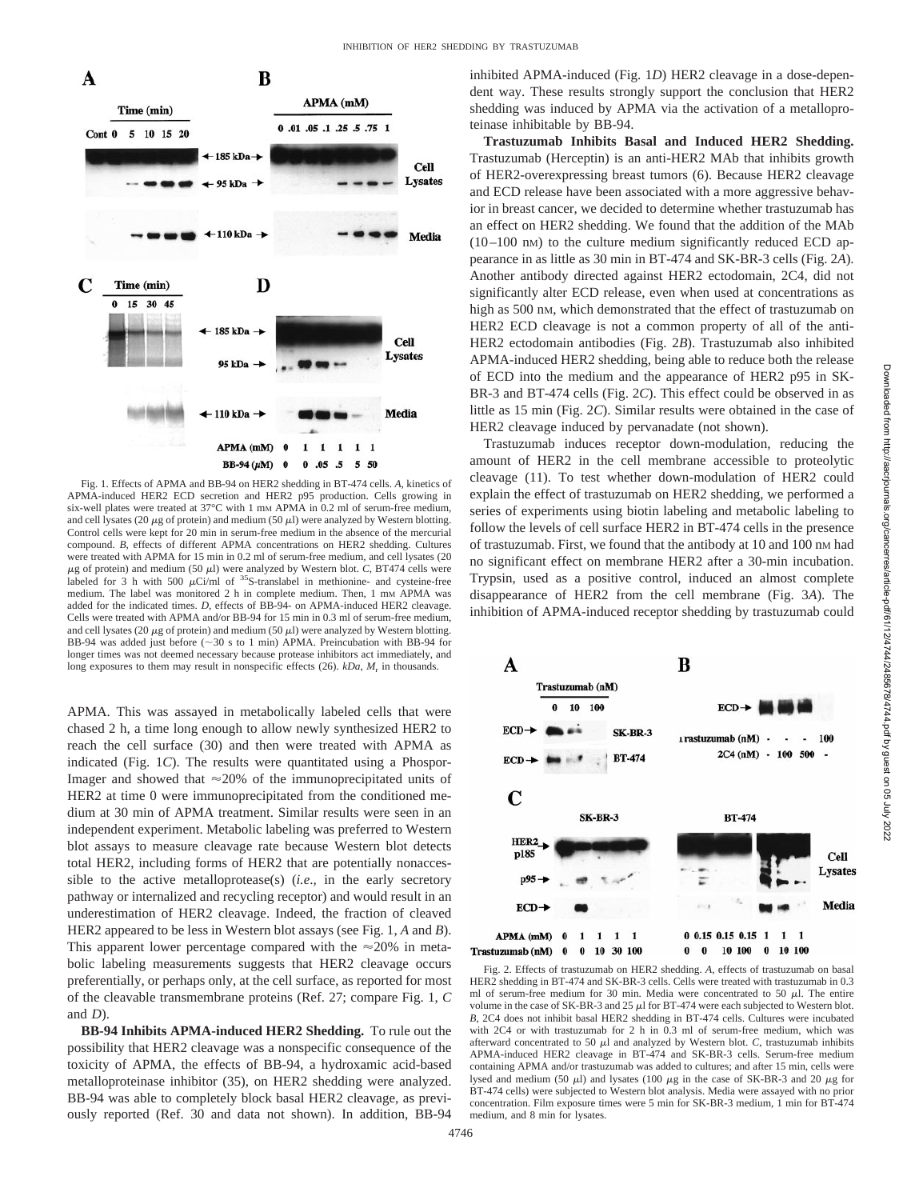Fig. 1. Effects of APMA and BB-94 on HER2 shedding in BT-474 cells. *A*, kinetics of APMA-induced HER2 ECD secretion and HER2 p95 production. Cells growing in six-well plates were treated at 37°C with 1 mM APMA in 0.2 ml of serum-free medium, and cell lysates (20 μg of protein) and medium (50 μl) were analyzed by Western blotting. Control cells were kept for 20 min in serum-free medium in the absence of the mercurial compound. *B*, effects of different APMA concentrations on HER2 shedding. Cultures were treated with APMA for 15 min in 0.2 ml of serum-free medium, and cell lysates (20 μg of protein) and medium (50 μl) were analyzed by Western blot. *C*, BT474 cells were labeled for 3 h with 500 μCi/ml of $^{35}$S-translabel in methionine- and cysteine-free medium. The label was monitored 2 h in complete medium. Then, 1 mM APMA was added for the indicated times. *D*, effects of BB-94- on APMA-induced HER2 cleavage. Cells were treated with APMA and/or BB-94 for 15 min in 0.3 ml of serum-free medium, and cell lysates (20 μg of protein) and medium (50 μl) were analyzed by Western blotting. BB-94 was added just before (~30 s to 1 min) APMA. Preincubation with BB-94 for longer times was not deemed necessary because protease inhibitors act immediately, and long exposures to them may result in nonspecific effects (26). *kDa*, $M_r$ in thousands.

APMA. This was assayed in metabolically labeled cells that were chased 2 h, a time long enough to allow newly synthesized HER2 to reach the cell surface (30) and then were treated with APMA as indicated (Fig. 1*C*). The results were quantitated using a Phospor-Imager and showed that ≈20% of the immunoprecipitated units of HER2 at time 0 were immunoprecipitated from the conditioned medium at 30 min of APMA treatment. Similar results were seen in an independent experiment. Metabolic labeling was preferred to Western blot assays to measure cleavage rate because Western blot detects total HER2, including forms of HER2 that are potentially nonaccessible to the active metalloprotease(s) (*i.e.,* in the early secretory pathway or internalized and recycling receptor) and would result in an underestimation of HER2 cleavage. Indeed, the fraction of cleaved HER2 appeared to be less in Western blot assays (see Fig. 1, *A* and *B*). This apparent lower percentage compared with the ≈20% in metabolic labeling measurements suggests that HER2 cleavage occurs preferentially, or perhaps only, at the cell surface, as reported for most of the cleavable transmembrane proteins (Ref. 27; compare Fig. 1, *C* and *D*).

**BB-94 Inhibits APMA-induced HER2 Shedding.** To rule out the possibility that HER2 cleavage was a nonspecific consequence of the toxicity of APMA, the effects of BB-94, a hydroxamic acid-based metalloproteinase inhibitor (35), on HER2 shedding were analyzed. BB-94 was able to completely block basal HER2 cleavage, as previously reported (Ref. 30 and data not shown). In addition, BB-94 inhibited APMA-induced (Fig. 1*D*) HER2 cleavage in a dose-dependent way. These results strongly support the conclusion that HER2 shedding was induced by APMA via the activation of a metalloproteinase inhibitable by BB-94.

**Trastuzumab Inhibits Basal and Induced HER2 Shedding.** Trastuzumab (Herceptin) is an anti-HER2 MAb that inhibits growth of HER2-overexpressing breast tumors (6). Because HER2 cleavage and ECD release have been associated with a more aggressive behavior in breast cancer, we decided to determine whether trastuzumab has an effect on HER2 shedding. We found that the addition of the MAb (10–100 nM) to the culture medium significantly reduced ECD appearance in as little as 30 min in BT-474 and SK-BR-3 cells (Fig. 2*A*). Another antibody directed against HER2 ectodomain, 2C4, did not significantly alter ECD release, even when used at concentrations as high as 500 nM, which demonstrated that the effect of trastuzumab on HER2 ECD cleavage is not a common property of all of the anti-HER2 ectodomain antibodies (Fig. 2*B*). Trastuzumab also inhibited APMA-induced HER2 shedding, being able to reduce both the release of ECD into the medium and the appearance of HER2 p95 in SK-BR-3 and BT-474 cells (Fig. 2*C*). This effect could be observed in as little as 15 min (Fig. 2*C*). Similar results were obtained in the case of HER2 cleavage induced by pervanadate (not shown).

Trastuzumab induces receptor down-modulation, reducing the amount of HER2 in the cell membrane accessible to proteolytic cleavage (11). To test whether down-modulation of HER2 could explain the effect of trastuzumab on HER2 shedding, we performed a series of experiments using biotin labeling and metabolic labeling to follow the levels of cell surface HER2 in BT-474 cells in the presence of trastuzumab. First, we found that the antibody at 10 and 100 nM had no significant effect on membrane HER2 after a 30-min incubation. Trypsin, used as a positive control, induced an almost complete disappearance of HER2 from the cell membrane (Fig. 3*A*). The inhibition of APMA-induced receptor shedding by trastuzumab could

Fig. 2. Effects of trastuzumab on HER2 shedding. *A*, effects of trastuzumab on basal HER2 shedding in BT-474 and SK-BR-3 cells. Cells were treated with trastuzumab in 0.3 ml of serum-free medium for 30 min. Media were concentrated to 50 μl. The entire volume in the case of SK-BR-3 and 25 μl for BT-474 were each subjected to Western blot. *B*, 2C4 does not inhibit basal HER2 shedding in BT-474 cells. Cultures were incubated with 2C4 or with trastuzumab for 2 h in 0.3 ml of serum-free medium, which was afterward concentrated to 50 μl and analyzed by Western blot. *C*, trastuzumab inhibits APMA-induced HER2 cleavage in BT-474 and SK-BR-3 cells. Serum-free medium containing APMA and/or trastuzumab was added to cultures; and after 15 min, cells were lysed and medium (50 μl) and lysates (100 μg in the case of SK-BR-3 and 20 μg for BT-474 cells) were subjected to Western blot analysis. Media were assayed with no prior concentration. Film exposure times were 5 min for SK-BR-3 medium, 1 min for BT-474 medium, and 8 min for lysates.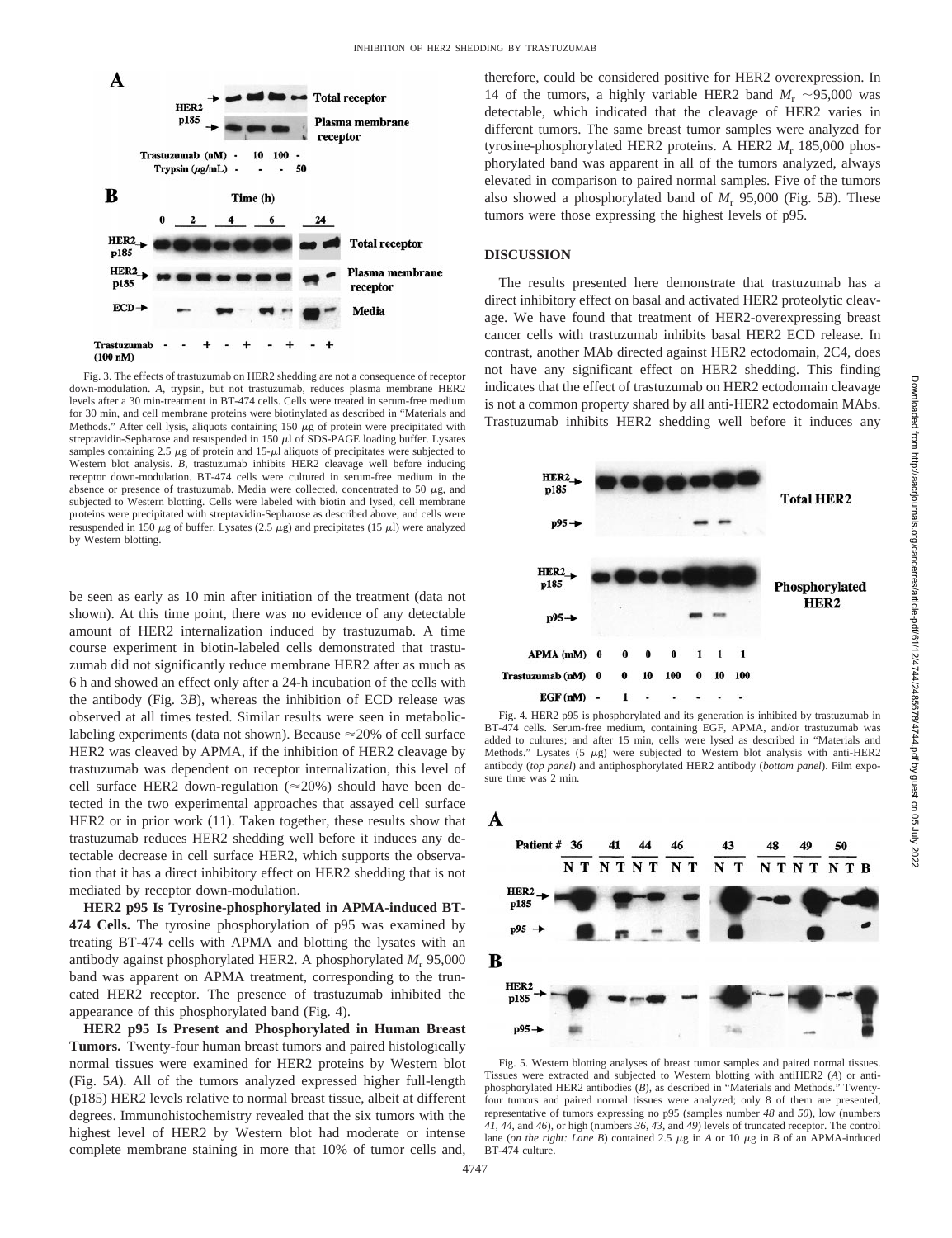Fig. 3. The effects of trastuzumab on HER2 shedding are not a consequence of receptor down-modulation. *A*, trypsin, but not trastuzumab, reduces plasma membrane HER2 levels after a 30 min-treatment in BT-474 cells. Cells were treated in serum-free medium for 30 min, and cell membrane proteins were biotinylated as described in "Materials and Methods." After cell lysis, aliquots containing 150 μg of protein were precipitated with streptavidin-Sepharose and resuspended in 150 μl of SDS-PAGE loading buffer. Lysates samples containing 2.5 μg of protein and 15-μl aliquots of precipitates were subjected to Western blot analysis. *B*, trastuzumab inhibits HER2 cleavage well before inducing receptor down-modulation. BT-474 cells were cultured in serum-free medium in the absence or presence of trastuzumab. Media were collected, concentrated to 50 μg, and subjected to Western blotting. Cells were labeled with biotin and lysed, cell membrane proteins were precipitated with streptavidin-Sepharose as described above, and cells were resuspended in 150 μg of buffer. Lysates (2.5 μg) and precipitates (15 μl) were analyzed by Western blotting.

be seen as early as 10 min after initiation of the treatment (data not shown). At this time point, there was no evidence of any detectable amount of HER2 internalization induced by trastuzumab. A time course experiment in biotin-labeled cells demonstrated that trastuzumab did not significantly reduce membrane HER2 after as much as 6 h and showed an effect only after a 24-h incubation of the cells with the antibody (Fig. 3*B*), whereas the inhibition of ECD release was observed at all times tested. Similar results were seen in metabolic-labeling experiments (data not shown). Because ≈20% of cell surface HER2 was cleaved by APMA, if the inhibition of HER2 cleavage by trastuzumab was dependent on receptor internalization, this level of cell surface HER2 down-regulation (≈20%) should have been detected in the two experimental approaches that assayed cell surface HER2 or in prior work (11). Taken together, these results show that trastuzumab reduces HER2 shedding well before it induces any detectable decrease in cell surface HER2, which supports the observation that it has a direct inhibitory effect on HER2 shedding that is not mediated by receptor down-modulation.

**HER2 p95 Is Tyrosine-phosphorylated in APMA-induced BT-474 Cells.** The tyrosine phosphorylation of p95 was examined by treating BT-474 cells with APMA and blotting the lysates with an antibody against phosphorylated HER2. A phosphorylated $M_r$ 95,000 band was apparent on APMA treatment, corresponding to the truncated HER2 receptor. The presence of trastuzumab inhibited the appearance of this phosphorylated band (Fig. 4).

**HER2 p95 Is Present and Phosphorylated in Human Breast Tumors.** Twenty-four human breast tumors and paired histologically normal tissues were examined for HER2 proteins by Western blot (Fig. 5*A*). All of the tumors analyzed expressed higher full-length (p185) HER2 levels relative to normal breast tissue, albeit at different degrees. Immunohistochemistry revealed that the six tumors with the highest level of HER2 by Western blot had moderate or intense complete membrane staining in more that 10% of tumor cells and, therefore, could be considered positive for HER2 overexpression. In 14 of the tumors, a highly variable HER2 band $M_r$ ~95,000 was detectable, which indicated that the cleavage of HER2 varies in different tumors. The same breast tumor samples were analyzed for tyrosine-phosphorylated HER2 proteins. A HER2 $M_r$ 185,000 phosphorylated band was apparent in all of the tumors analyzed, always elevated in comparison to paired normal samples. Five of the tumors also showed a phosphorylated band of $M_r$ 95,000 (Fig. 5*B*). These tumors were those expressing the highest levels of p95.

## DISCUSSION

The results presented here demonstrate that trastuzumab has a direct inhibitory effect on basal and activated HER2 proteolytic cleavage. We have found that treatment of HER2-overexpressing breast cancer cells with trastuzumab inhibits basal HER2 ECD release. In contrast, another MAb directed against HER2 ectodomain, 2C4, does not have any significant effect on HER2 shedding. This finding indicates that the effect of trastuzumab on HER2 ectodomain cleavage is not a common property shared by all anti-HER2 ectodomain MAbs. Trastuzumab inhibits HER2 shedding well before it induces any

Fig. 4. HER2 p95 is phosphorylated and its generation is inhibited by trastuzumab in BT-474 cells. Serum-free medium, containing EGF, APMA, and/or trastuzumab was added to cultures; and after 15 min, cells were lysed as described in "Materials and Methods." Lysates (5 μg) were subjected to Western blot analysis with anti-HER2 antibody (*top panel*) and antiphosphorylated HER2 antibody (*bottom panel*). Film exposure time was 2 min.

Fig. 5. Western blotting analyses of breast tumor samples and paired normal tissues. Tissues were extracted and subjected to Western blotting with antiHER2 (*A*) or anti-phosphorylated HER2 antibodies (*B*), as described in "Materials and Methods." Twenty-four tumors and paired normal tissues were analyzed; only 8 of them are presented, representative of tumors expressing no p95 (samples number *48* and *50*), low (numbers *41*, *44*, and *46*), or high (numbers *36*, *43*, and *49*) levels of truncated receptor. The control lane (*on the right: Lane B*) contained 2.5 μg in *A* or 10 μg in *B* of an APMA-induced BT-474 culture.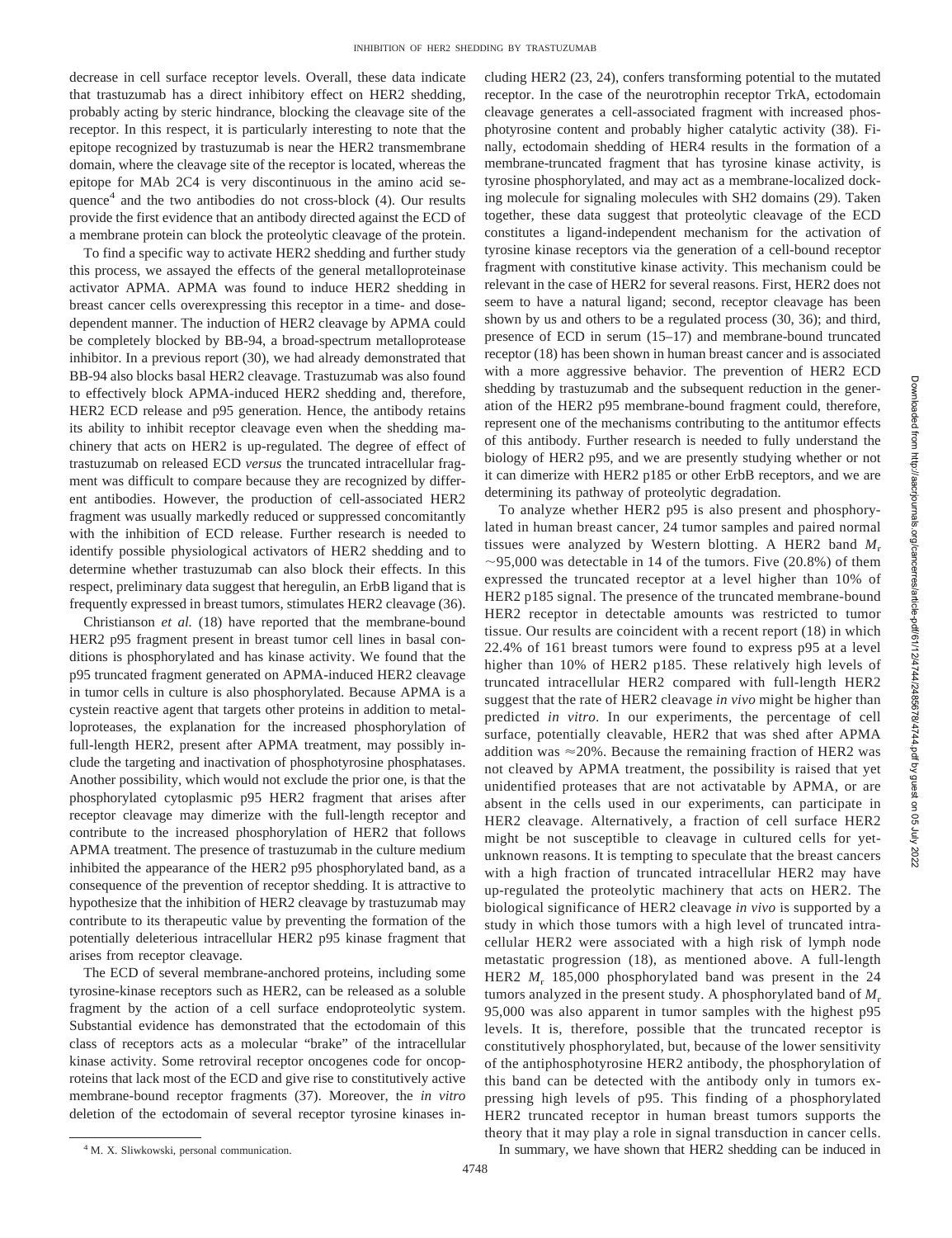decrease in cell surface receptor levels. Overall, these data indicate that trastuzumab has a direct inhibitory effect on HER2 shedding, probably acting by steric hindrance, blocking the cleavage site of the receptor. In this respect, it is particularly interesting to note that the epitope recognized by trastuzumab is near the HER2 transmembrane domain, where the cleavage site of the receptor is located, whereas the epitope for MAb 2C4 is very discontinuous in the amino acid sequence[4] and the two antibodies do not cross-block (4). Our results provide the first evidence that an antibody directed against the ECD of a membrane protein can block the proteolytic cleavage of the protein.

To find a specific way to activate HER2 shedding and further study this process, we assayed the effects of the general metalloproteinase activator APMA. APMA was found to induce HER2 shedding in breast cancer cells overexpressing this receptor in a time- and dose-dependent manner. The induction of HER2 cleavage by APMA could be completely blocked by BB-94, a broad-spectrum metalloprotease inhibitor. In a previous report (30), we had already demonstrated that BB-94 also blocks basal HER2 cleavage. Trastuzumab was also found to effectively block APMA-induced HER2 shedding and, therefore, HER2 ECD release and p95 generation. Hence, the antibody retains its ability to inhibit receptor cleavage even when the shedding machinery that acts on HER2 is up-regulated. The degree of effect of trastuzumab on released ECD *versus* the truncated intracellular fragment was difficult to compare because they are recognized by different antibodies. However, the production of cell-associated HER2 fragment was usually markedly reduced or suppressed concomitantly with the inhibition of ECD release. Further research is needed to identify possible physiological activators of HER2 shedding and to determine whether trastuzumab can also block their effects. In this respect, preliminary data suggest that heregulin, an ErbB ligand that is frequently expressed in breast tumors, stimulates HER2 cleavage (36).

Christianson *et al.* (18) have reported that the membrane-bound HER2 p95 fragment present in breast tumor cell lines in basal conditions is phosphorylated and has kinase activity. We found that the p95 truncated fragment generated on APMA-induced HER2 cleavage in tumor cells in culture is also phosphorylated. Because APMA is a cystein reactive agent that targets other proteins in addition to metalloproteases, the explanation for the increased phosphorylation of full-length HER2, present after APMA treatment, may possibly include the targeting and inactivation of phosphotyrosine phosphatases. Another possibility, which would not exclude the prior one, is that the phosphorylated cytoplasmic p95 HER2 fragment that arises after receptor cleavage may dimerize with the full-length receptor and contribute to the increased phosphorylation of HER2 that follows APMA treatment. The presence of trastuzumab in the culture medium inhibited the appearance of the HER2 p95 phosphorylated band, as a consequence of the prevention of receptor shedding. It is attractive to hypothesize that the inhibition of HER2 cleavage by trastuzumab may contribute to its therapeutic value by preventing the formation of the potentially deleterious intracellular HER2 p95 kinase fragment that arises from receptor cleavage.

The ECD of several membrane-anchored proteins, including some tyrosine-kinase receptors such as HER2, can be released as a soluble fragment by the action of a cell surface endoproteolytic system. Substantial evidence has demonstrated that the ectodomain of this class of receptors acts as a molecular "brake" of the intracellular kinase activity. Some retroviral receptor oncogenes code for oncoproteins that lack most of the ECD and give rise to constitutively active membrane-bound receptor fragments (37). Moreover, the *in vitro* deletion of the ectodomain of several receptor tyrosine kinases including HER2 (23, 24), confers transforming potential to the mutated receptor. In the case of the neurotrophin receptor TrkA, ectodomain cleavage generates a cell-associated fragment with increased phosphotyrosine content and probably higher catalytic activity (38). Finally, ectodomain shedding of HER4 results in the formation of a membrane-truncated fragment that has tyrosine kinase activity, is tyrosine phosphorylated, and may act as a membrane-localized docking molecule for signaling molecules with SH2 domains (29). Taken together, these data suggest that proteolytic cleavage of the ECD constitutes a ligand-independent mechanism for the activation of tyrosine kinase receptors via the generation of a cell-bound receptor fragment with constitutive kinase activity. This mechanism could be relevant in the case of HER2 for several reasons. First, HER2 does not seem to have a natural ligand; second, receptor cleavage has been shown by us and others to be a regulated process (30, 36); and third, presence of ECD in serum (15–17) and membrane-bound truncated receptor (18) has been shown in human breast cancer and is associated with a more aggressive behavior. The prevention of HER2 ECD shedding by trastuzumab and the subsequent reduction in the generation of the HER2 p95 membrane-bound fragment could, therefore, represent one of the mechanisms contributing to the antitumor effects of this antibody. Further research is needed to fully understand the biology of HER2 p95, and we are presently studying whether or not it can dimerize with HER2 p185 or other ErbB receptors, and we are determining its pathway of proteolytic degradation.

To analyze whether HER2 p95 is also present and phosphorylated in human breast cancer, 24 tumor samples and paired normal tissues were analyzed by Western blotting. A HER2 band $M_r$ ~95,000 was detectable in 14 of the tumors. Five (20.8%) of them expressed the truncated receptor at a level higher than 10% of HER2 p185 signal. The presence of the truncated membrane-bound HER2 receptor in detectable amounts was restricted to tumor tissue. Our results are coincident with a recent report (18) in which 22.4% of 161 breast tumors were found to express p95 at a level higher than 10% of HER2 p185. These relatively high levels of truncated intracellular HER2 compared with full-length HER2 suggest that the rate of HER2 cleavage *in vivo* might be higher than predicted *in vitro*. In our experiments, the percentage of cell surface, potentially cleavable, HER2 that was shed after APMA addition was ≈20%. Because the remaining fraction of HER2 was not cleaved by APMA treatment, the possibility is raised that yet unidentified proteases that are not activatable by APMA, or are absent in the cells used in our experiments, can participate in HER2 cleavage. Alternatively, a fraction of cell surface HER2 might be not susceptible to cleavage in cultured cells for yet-unknown reasons. It is tempting to speculate that the breast cancers with a high fraction of truncated intracellular HER2 may have up-regulated the proteolytic machinery that acts on HER2. The biological significance of HER2 cleavage *in vivo* is supported by a study in which those tumors with a high level of truncated intracellular HER2 were associated with a high risk of lymph node metastatic progression (18), as mentioned above. A full-length HER2 $M_r$ 185,000 phosphorylated band was present in the 24 tumors analyzed in the present study. A phosphorylated band of $M_r$ 95,000 was also apparent in tumor samples with the highest p95 levels. It is, therefore, possible that the truncated receptor is constitutively phosphorylated, but, because of the lower sensitivity of the antiphosphotyrosine HER2 antibody, the phosphorylation of this band can be detected with the antibody only in tumors expressing high levels of p95. This finding of a phosphorylated HER2 truncated receptor in human breast tumors supports the theory that it may play a role in signal transduction in cancer cells.

In summary, we have shown that HER2 shedding can be induced in

[4] M. X. Sliwkowski, personal communication.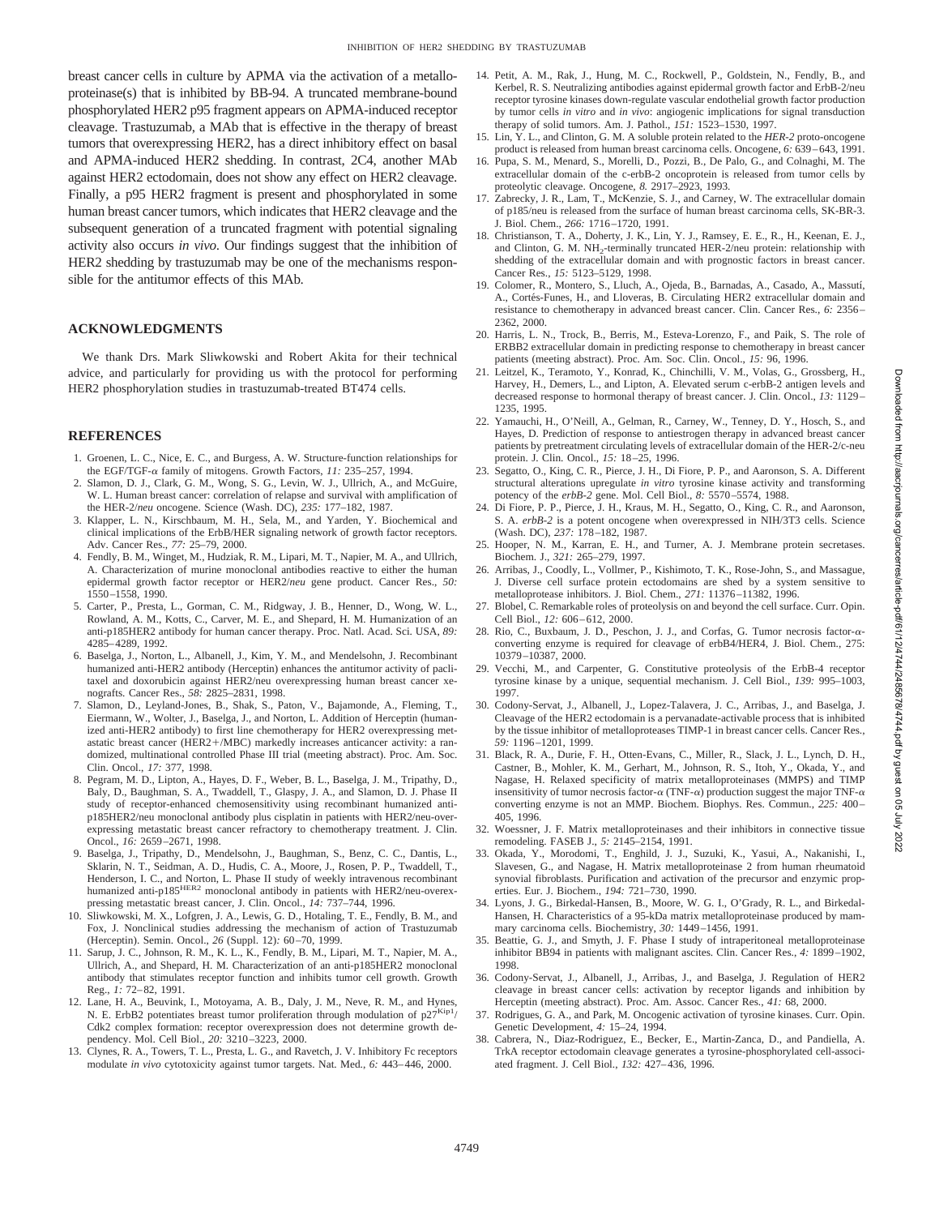breast cancer cells in culture by APMA via the activation of a metalloproteinase(s) that is inhibited by BB-94. A truncated membrane-bound phosphorylated HER2 p95 fragment appears on APMA-induced receptor cleavage. Trastuzumab, a MAb that is effective in the therapy of breast tumors that overexpressing HER2, has a direct inhibitory effect on basal and APMA-induced HER2 shedding. In contrast, 2C4, another MAb against HER2 ectodomain, does not show any effect on HER2 cleavage. Finally, a p95 HER2 fragment is present and phosphorylated in some human breast cancer tumors, which indicates that HER2 cleavage and the subsequent generation of a truncated fragment with potential signaling activity also occurs *in vivo*. Our findings suggest that the inhibition of HER2 shedding by trastuzumab may be one of the mechanisms responsible for the antitumor effects of this MAb.

## ACKNOWLEDGMENTS

We thank Drs. Mark Sliwkowski and Robert Akita for their technical advice, and particularly for providing us with the protocol for performing HER2 phosphorylation studies in trastuzumab-treated BT474 cells.

## REFERENCES

1. Groenen, L. C., Nice, E. C., and Burgess, A. W. Structure-function relationships for the EGF/TGF-$\alpha$ family of mitogens. Growth Factors, *11:* 235–257, 1994.
2. Slamon, D. J., Clark, G. M., Wong, S. G., Levin, W. J., Ullrich, A., and McGuire, W. L. Human breast cancer: correlation of relapse and survival with amplification of the HER-2/*neu* oncogene. Science (Wash. DC), *235:* 177–182, 1987.
3. Klapper, L. N., Kirschbaum, M. H., Sela, M., and Yarden, Y. Biochemical and clinical implications of the ErbB/HER signaling network of growth factor receptors. Adv. Cancer Res., *77:* 25–79, 2000.
4. Fendly, B. M., Winget, M., Hudziak, R. M., Lipari, M. T., Napier, M. A., and Ullrich, A. Characterization of murine monoclonal antibodies reactive to either the human epidermal growth factor receptor or HER2/*neu* gene product. Cancer Res., *50:* 1550–1558, 1990.
5. Carter, P., Presta, L., Gorman, C. M., Ridgway, J. B., Henner, D., Wong, W. L., Rowland, A. M., Kotts, C., Carver, M. E., and Shepard, H. M. Humanization of an anti-p185HER2 antibody for human cancer therapy. Proc. Natl. Acad. Sci. USA, *89:* 4285–4289, 1992.
6. Baselga, J., Norton, L., Albanell, J., Kim, Y. M., and Mendelsohn, J. Recombinant humanized anti-HER2 antibody (Herceptin) enhances the antitumor activity of paclitaxel and doxorubicin against HER2/neu overexpressing human breast cancer xenografts. Cancer Res., *58:* 2825–2831, 1998.
7. Slamon, D., Leyland-Jones, B., Shak, S., Paton, V., Bajamonde, A., Fleming, T., Eiermann, W., Wolter, J., Baselga, J., and Norton, L. Addition of Herceptin (humanized anti-HER2 antibody) to first line chemotherapy for HER2 overexpressing metastatic breast cancer (HER2+/MBC) markedly increases anticancer activity: a randomized, multinational controlled Phase III trial (meeting abstract). Proc. Am. Soc. Clin. Oncol., *17:* 377, 1998.
8. Pegram, M. D., Lipton, A., Hayes, D. F., Weber, B. L., Baselga, J. M., Tripathy, D., Baly, D., Baughman, S. A., Twaddell, T., Glaspy, J. A., and Slamon, D. J. Phase II study of receptor-enhanced chemosensitivity using recombinant humanized anti-p185HER2/neu monoclonal antibody plus cisplatin in patients with HER2/neu-overexpressing metastatic breast cancer refractory to chemotherapy treatment. J. Clin. Oncol., *16:* 2659–2671, 1998.
9. Baselga, J., Tripathy, D., Mendelsohn, J., Baughman, S., Benz, C. C., Dantis, L., Sklarin, N. T., Seidman, A. D., Hudis, C. A., Moore, J., Rosen, P. P., Twaddell, T., Henderson, I. C., and Norton, L. Phase II study of weekly intravenous recombinant humanized anti-p185$^{HER2}$ monoclonal antibody in patients with HER2/neu-overexpressing metastatic breast cancer, J. Clin. Oncol., *14:* 737–744, 1996.
10. Sliwkowski, M. X., Lofgren, J. A., Lewis, G. D., Hotaling, T. E., Fendly, B. M., and Fox, J. Nonclinical studies addressing the mechanism of action of Trastuzumab (Herceptin). Semin. Oncol., *26* (Suppl. 12)*:* 60–70, 1999.
11. Sarup, J. C., Johnson, R. M., K. L., K., Fendly, B. M., Lipari, M. T., Napier, M. A., Ullrich, A., and Shepard, H. M. Characterization of an anti-p185HER2 monoclonal antibody that stimulates receptor function and inhibits tumor cell growth. Growth Reg., *1:* 72–82, 1991.
12. Lane, H. A., Beuvink, I., Motoyama, A. B., Daly, J. M., Neve, R. M., and Hynes, N. E. ErbB2 potentiates breast tumor proliferation through modulation of p27$^{Kip1}$/Cdk2 complex formation: receptor overexpression does not determine growth dependency. Mol. Cell Biol., *20:* 3210–3223, 2000.
13. Clynes, R. A., Towers, T. L., Presta, L. G., and Ravetch, J. V. Inhibitory Fc receptors modulate *in vivo* cytotoxicity against tumor targets. Nat. Med., *6:* 443–446, 2000.
14. Petit, A. M., Rak, J., Hung, M. C., Rockwell, P., Goldstein, N., Fendly, B., and Kerbel, R. S. Neutralizing antibodies against epidermal growth factor and ErbB-2/neu receptor tyrosine kinases down-regulate vascular endothelial growth factor production by tumor cells *in vitro* and *in vivo*: angiogenic implications for signal transduction therapy of solid tumors. Am. J. Pathol., *151:* 1523–1530, 1997.
15. Lin, Y. L., and Clinton, G. M. A soluble protein related to the *HER-2* proto-oncogene product is released from human breast carcinoma cells. Oncogene, *6:* 639–643, 1991.
16. Pupa, S. M., Menard, S., Morelli, D., Pozzi, B., De Palo, G., and Colnaghi, M. The extracellular domain of the c-erbB-2 oncoprotein is released from tumor cells by proteolytic cleavage. Oncogene, *8.* 2917–2923, 1993.
17. Zabrecky, J. R., Lam, T., McKenzie, S. J., and Carney, W. The extracellular domain of p185/neu is released from the surface of human breast carcinoma cells, SK-BR-3. J. Biol. Chem., *266:* 1716–1720, 1991.
18. Christianson, T. A., Doherty, J. K., Lin, Y. J., Ramsey, E. E., R., H., Keenan, E. J., and Clinton, G. M. $NH_2$-terminally truncated HER-2/neu protein: relationship with shedding of the extracellular domain and with prognostic factors in breast cancer. Cancer Res., *15:* 5123–5129, 1998.
19. Colomer, R., Montero, S., Lluch, A., Ojeda, B., Barnadas, A., Casado, A., Massutí, A., Cortés-Funes, H., and Lloveras, B. Circulating HER2 extracellular domain and resistance to chemotherapy in advanced breast cancer. Clin. Cancer Res., *6:* 2356–2362, 2000.
20. Harris, L. N., Trock, B., Berris, M., Esteva-Lorenzo, F., and Paik, S. The role of ERBB2 extracellular domain in predicting response to chemotherapy in breast cancer patients (meeting abstract). Proc. Am. Soc. Clin. Oncol., *15:* 96, 1996.
21. Leitzel, K., Teramoto, Y., Konrad, K., Chinchilli, V. M., Volas, G., Grossberg, H., Harvey, H., Demers, L., and Lipton, A. Elevated serum c-erbB-2 antigen levels and decreased response to hormonal therapy of breast cancer. J. Clin. Oncol., *13:* 1129–1235, 1995.
22. Yamauchi, H., O'Neill, A., Gelman, R., Carney, W., Tenney, D. Y., Hosch, S., and Hayes, D. Prediction of response to antiestrogen therapy in advanced breast cancer patients by pretreatment circulating levels of extracellular domain of the HER-2/c-neu protein. J. Clin. Oncol., *15:* 18–25, 1996.
23. Segatto, O., King, C. R., Pierce, J. H., Di Fiore, P. P., and Aaronson, S. A. Different structural alterations upregulate *in vitro* tyrosine kinase activity and transforming potency of the *erbB-2* gene. Mol. Cell Biol., *8:* 5570–5574, 1988.
24. Di Fiore, P. P., Pierce, J. H., Kraus, M. H., Segatto, O., King, C. R., and Aaronson, S. A. *erbB-2* is a potent oncogene when overexpressed in NIH/3T3 cells. Science (Wash. DC), *237:* 178–182, 1987.
25. Hooper, N. M., Karran, E. H., and Turner, A. J. Membrane protein secretases. Biochem. J., *321:* 265–279, 1997.
26. Arribas, J., Coodly, L., Vollmer, P., Kishimoto, T. K., Rose-John, S., and Massague, J. Diverse cell surface protein ectodomains are shed by a system sensitive to metalloprotease inhibitors. J. Biol. Chem., *271:* 11376–11382, 1996.
27. Blobel, C. Remarkable roles of proteolysis on and beyond the cell surface. Curr. Opin. Cell Biol., *12:* 606–612, 2000.
28. Rio, C., Buxbaum, J. D., Peschon, J. J., and Corfas, G. Tumor necrosis factor-$\alpha$-converting enzyme is required for cleavage of erbB4/HER4, J. Biol. Chem., 275: 10379–10387, 2000.
29. Vecchi, M., and Carpenter, G. Constitutive proteolysis of the ErbB-4 receptor tyrosine kinase by a unique, sequential mechanism. J. Cell Biol., *139:* 995–1003, 1997.
30. Codony-Servat, J., Albanell, J., Lopez-Talavera, J. C., Arribas, J., and Baselga, J. Cleavage of the HER2 ectodomain is a pervanadate-activable process that is inhibited by the tissue inhibitor of metalloproteases TIMP-1 in breast cancer cells. Cancer Res., *59:* 1196–1201, 1999.
31. Black, R. A., Durie, F. H., Otten-Evans, C., Miller, R., Slack, J. L., Lynch, D. H., Castner, B., Mohler, K. M., Gerhart, M., Johnson, R. S., Itoh, Y., Okada, Y., and Nagase, H. Relaxed specificity of matrix metalloproteinases (MMPS) and TIMP insensitivity of tumor necrosis factor-$\alpha$ (TNF-$\alpha$) production suggest the major TNF-$\alpha$ converting enzyme is not an MMP. Biochem. Biophys. Res. Commun., *225:* 400–405, 1996.
32. Woessner, J. F. Matrix metalloproteinases and their inhibitors in connective tissue remodeling. FASEB J., *5:* 2145–2154, 1991.
33. Okada, Y., Morodomi, T., Enghild, J. J., Suzuki, K., Yasui, A., Nakanishi, I., Slavesen, G., and Nagase, H. Matrix metalloproteinase 2 from human rheumatoid synovial fibroblasts. Purification and activation of the precursor and enzymic properties. Eur. J. Biochem., *194:* 721–730, 1990.
34. Lyons, J. G., Birkedal-Hansen, B., Moore, W. G. I., O'Grady, R. L., and Birkedal-Hansen, H. Characteristics of a 95-kDa matrix metalloproteinase produced by mammary carcinoma cells. Biochemistry, *30:* 1449–1456, 1991.
35. Beattie, G. J., and Smyth, J. F. Phase I study of intraperitoneal metalloproteinase inhibitor BB94 in patients with malignant ascites. Clin. Cancer Res., *4:* 1899–1902, 1998.
36. Codony-Servat, J., Albanell, J., Arribas, J., and Baselga, J. Regulation of HER2 cleavage in breast cancer cells: activation by receptor ligands and inhibition by Herceptin (meeting abstract). Proc. Am. Assoc. Cancer Res., *41:* 68, 2000.
37. Rodrigues, G. A., and Park, M. Oncogenic activation of tyrosine kinases. Curr. Opin. Genetic Development, *4:* 15–24, 1994.
38. Cabrera, N., Diaz-Rodriguez, E., Becker, E., Martin-Zanca, D., and Pandiella, A. TrkA receptor ectodomain cleavage generates a tyrosine-phosphorylated cell-associated fragment. J. Cell Biol., *132:* 427–436, 1996.